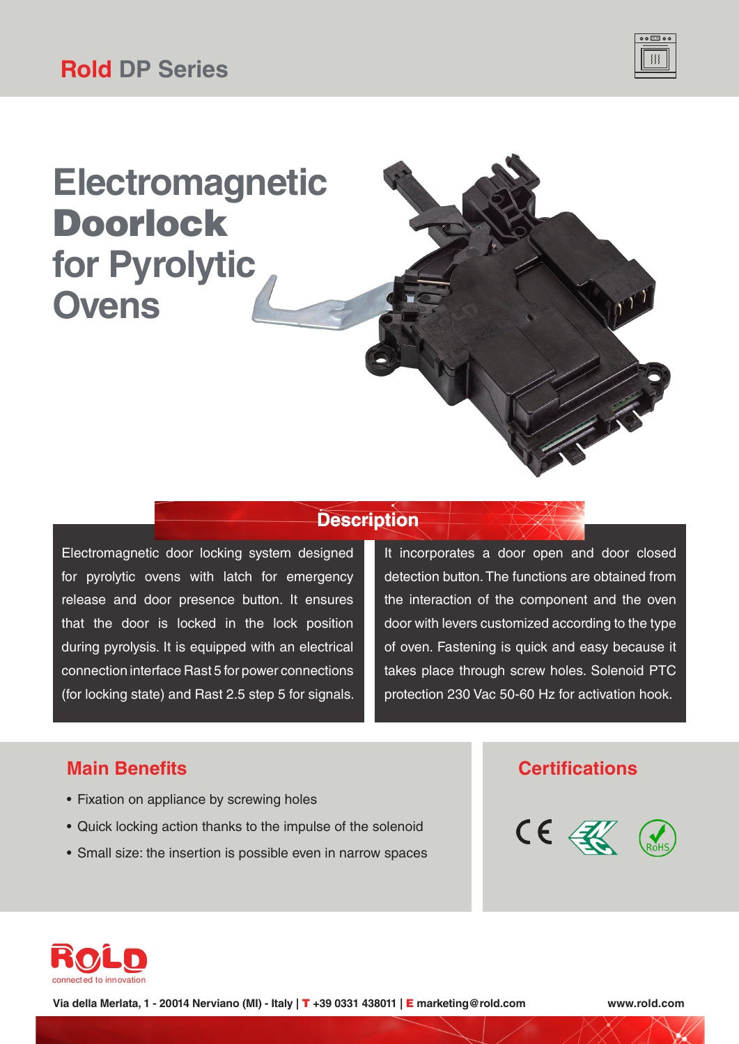# Rold DP Series

# Electromagnetic Doorlock for Pyrolytic Ovens

## Description

Electromagnetic door locking system designed for pyrolytic ovens with latch for emergency release and door presence button. It ensures that the door is locked in the lock position during pyrolysis. It is equipped with an electrical connection interface Rast 5 for power connections (for locking state) and Rast 2.5 step 5 for signals.

It incorporates a door open and door closed detection button. The functions are obtained from the interaction of the component and the oven door with levers customized according to the type of oven. Fastening is quick and easy because it takes place through screw holes. Solenoid PTC protection 230 Vac 50-60 Hz for activation hook.

## Main Benefits

- Fixation on appliance by screwing holes
- Quick locking action thanks to the impulse of the solenoid
- Small size: the insertion is possible even in narrow spaces

## Certifications

CE, ENEC, RoHS

ROLD connected to innovation

Via della Merlata, 1 - 20014 Nerviano (MI) - Italy | T +39 0331 438011 | E marketing@rold.com www.rold.com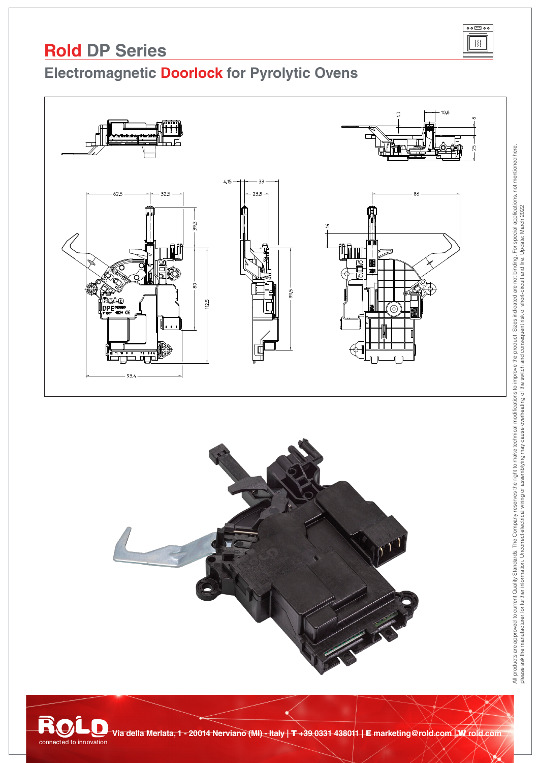# Rold DP Series

## Electromagnetic Doorlock for Pyrolytic Ovens

13
10,8
8
25
4,15
33
62,5
32,5
23,8
86
39,3
14
80
112,5
99,5
93,4

All products are approved to current Quality Standards. The Company reserves the right to make technical modifications to improve the product. Sizes indicated are not binding. For special applications, not mentioned here, please ask the manufacturer for further information. Uncorrect electrical wiring or assemblying may cause overheating of the switch and consequent risk of short-circuit and fire. Update: March 2022

ROLD connected to innovation Via della Merlata, 1 - 20014 Nerviano (MI) - Italy | T +39 0331 438011 | E marketing@rold.com | W rold.com